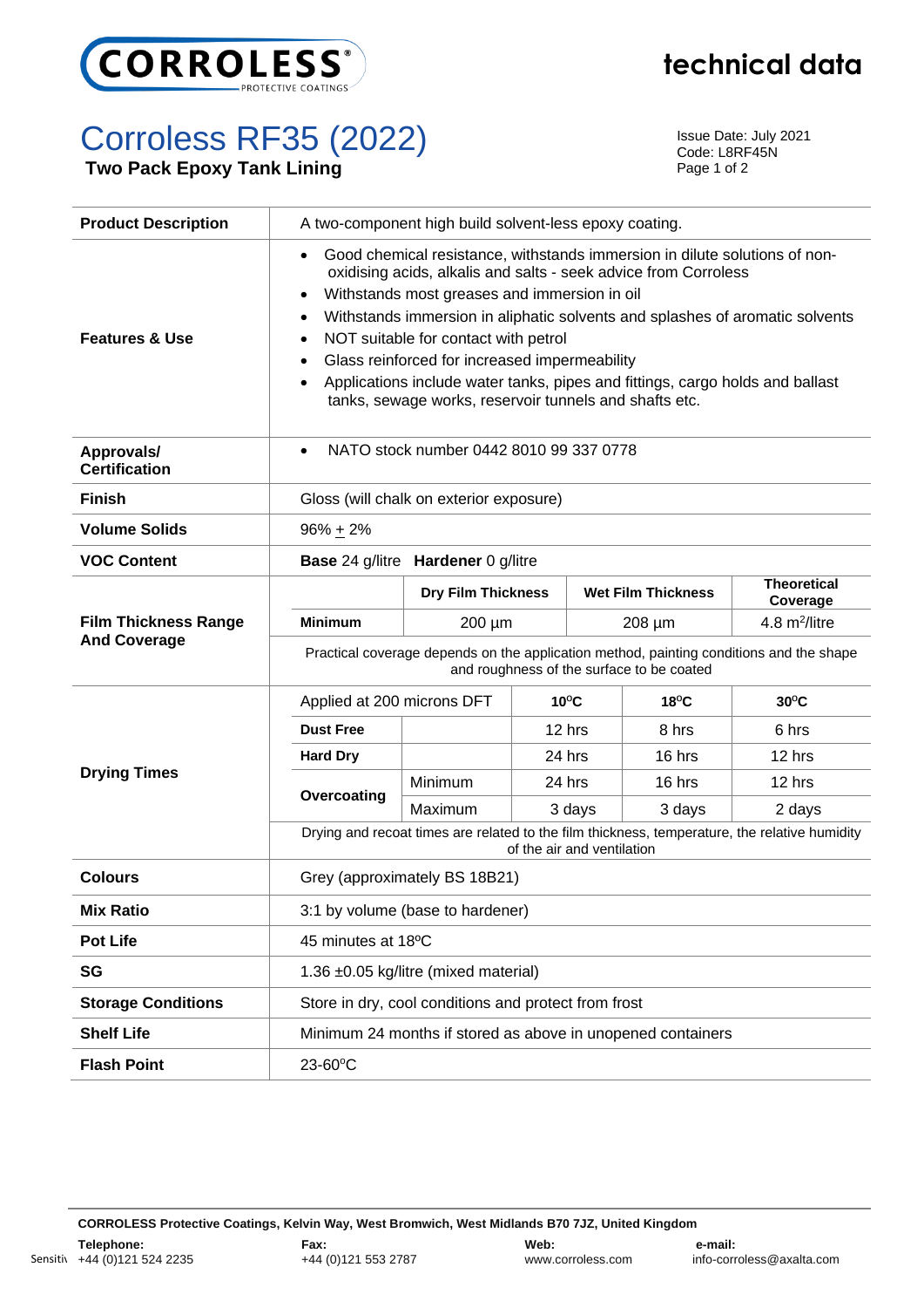# Corroless RF35 (2022)

**Two Pack Epoxy Tank Lining**

technical data

Issue Date: July 2021
Code: L8RF45N

| | |
|---|---|
| **Product Description** | A two-component high build solvent-less epoxy coating. |
| **Features & Use** | • Good chemical resistance, withstands immersion in dilute solutions of non-oxidising acids, alkalis and salts - seek advice from Corroless<br>• Withstands most greases and immersion in oil<br>• Withstands immersion in aliphatic solvents and splashes of aromatic solvents<br>• NOT suitable for contact with petrol<br>• Glass reinforced for increased impermeability<br>• Applications include water tanks, pipes and fittings, cargo holds and ballast tanks, sewage works, reservoir tunnels and shafts etc. |
| **Approvals/ Certification** | • NATO stock number 0442 8010 99 337 0778 |
| **Finish** | Gloss (will chalk on exterior exposure) |
| **Volume Solids** | 96% ± 2% |
| **VOC Content** | **Base** 24 g/litre **Hardener** 0 g/litre |

**Film Thickness Range And Coverage**

| | Dry Film Thickness | Wet Film Thickness | Theoretical Coverage |
|---|---|---|---|
| **Minimum** | 200 µm | 208 µm | 4.8 $m^2$/litre |

Practical coverage depends on the application method, painting conditions and the shape and roughness of the surface to be coated

**Drying Times**

| Applied at 200 microns DFT | | 10°C | 18°C | 30°C |
|---|---|---|---|---|
| **Dust Free** | | 12 hrs | 8 hrs | 6 hrs |
| **Hard Dry** | | 24 hrs | 16 hrs | 12 hrs |
| **Overcoating** | Minimum | 24 hrs | 16 hrs | 12 hrs |
| | Maximum | 3 days | 3 days | 2 days |

Drying and recoat times are related to the film thickness, temperature, the relative humidity of the air and ventilation

| | |
|---|---|
| **Colours** | Grey (approximately BS 18B21) |
| **Mix Ratio** | 3:1 by volume (base to hardener) |
| **Pot Life** | 45 minutes at 18ºC |
| **SG** | 1.36 ±0.05 kg/litre (mixed material) |
| **Storage Conditions** | Store in dry, cool conditions and protect from frost |
| **Shelf Life** | Minimum 24 months if stored as above in unopened containers |
| **Flash Point** | 23-60°C |

**CORROLESS Protective Coatings, Kelvin Way, West Bromwich, West Midlands B70 7JZ, United Kingdom**

**Telephone:** +44 (0)121 524 2235 **Fax:** +44 (0)121 553 2787 **Web:** www.corroless.com **e-mail:** info-corroless@axalta.com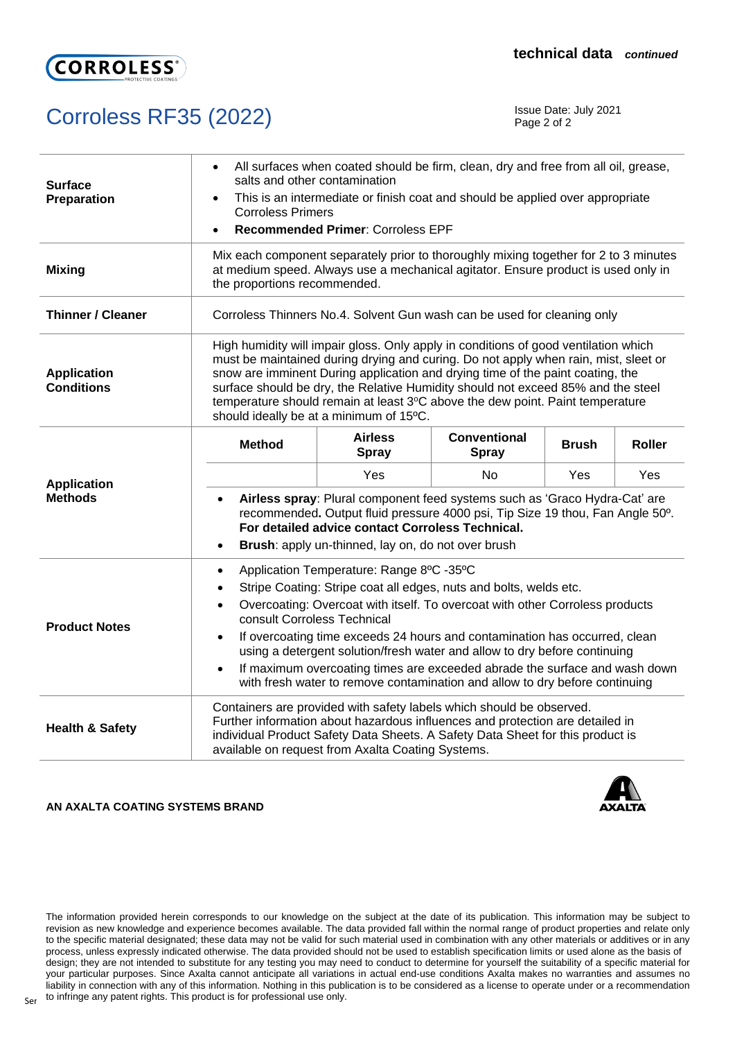# Corroless RF35 (2022)

Issue Date: July 2021

| | |
|---|---|
| **Surface Preparation** | • All surfaces when coated should be firm, clean, dry and free from all oil, grease, salts and other contamination<br>• This is an intermediate or finish coat and should be applied over appropriate Corroless Primers<br>• **Recommended Primer**: Corroless EPF |
| **Mixing** | Mix each component separately prior to thoroughly mixing together for 2 to 3 minutes at medium speed. Always use a mechanical agitator. Ensure product is used only in the proportions recommended. |
| **Thinner / Cleaner** | Corroless Thinners No.4. Solvent Gun wash can be used for cleaning only |
| **Application Conditions** | High humidity will impair gloss. Only apply in conditions of good ventilation which must be maintained during drying and curing. Do not apply when rain, mist, sleet or snow are imminent During application and drying time of the paint coating, the surface should be dry, the Relative Humidity should not exceed 85% and the steel temperature should remain at least 3ºC above the dew point. Paint temperature should ideally be at a minimum of 15ºC. |

**Application Methods**

| Method | Airless Spray | Conventional Spray | Brush | Roller |
|---|---|---|---|---|
| | Yes | No | Yes | Yes |

- **Airless spray**: Plural component feed systems such as 'Graco Hydra-Cat' are recommended**.** Output fluid pressure 4000 psi, Tip Size 19 thou, Fan Angle 50º. **For detailed advice contact Corroless Technical.**
- **Brush**: apply un-thinned, lay on, do not over brush

| | |
|---|---|
| **Product Notes** | • Application Temperature: Range 8ºC -35ºC<br>• Stripe Coating: Stripe coat all edges, nuts and bolts, welds etc.<br>• Overcoating: Overcoat with itself. To overcoat with other Corroless products consult Corroless Technical<br>• If overcoating time exceeds 24 hours and contamination has occurred, clean using a detergent solution/fresh water and allow to dry before continuing<br>• If maximum overcoating times are exceeded abrade the surface and wash down with fresh water to remove contamination and allow to dry before continuing |
| **Health & Safety** | Containers are provided with safety labels which should be observed. Further information about hazardous influences and protection are detailed in individual Product Safety Data Sheets. A Safety Data Sheet for this product is available on request from Axalta Coating Systems. |

**AN AXALTA COATING SYSTEMS BRAND**

The information provided herein corresponds to our knowledge on the subject at the date of its publication. This information may be subject to revision as new knowledge and experience becomes available. The data provided fall within the normal range of product properties and relate only to the specific material designated; these data may not be valid for such material used in combination with any other materials or additives or in any process, unless expressly indicated otherwise. The data provided should not be used to establish specification limits or used alone as the basis of design; they are not intended to substitute for any testing you may need to conduct to determine for yourself the suitability of a specific material for your particular purposes. Since Axalta cannot anticipate all variations in actual end-use conditions Axalta makes no warranties and assumes no liability in connection with any of this information. Nothing in this publication is to be considered as a license to operate under or a recommendation to infringe any patent rights. This product is for professional use only.